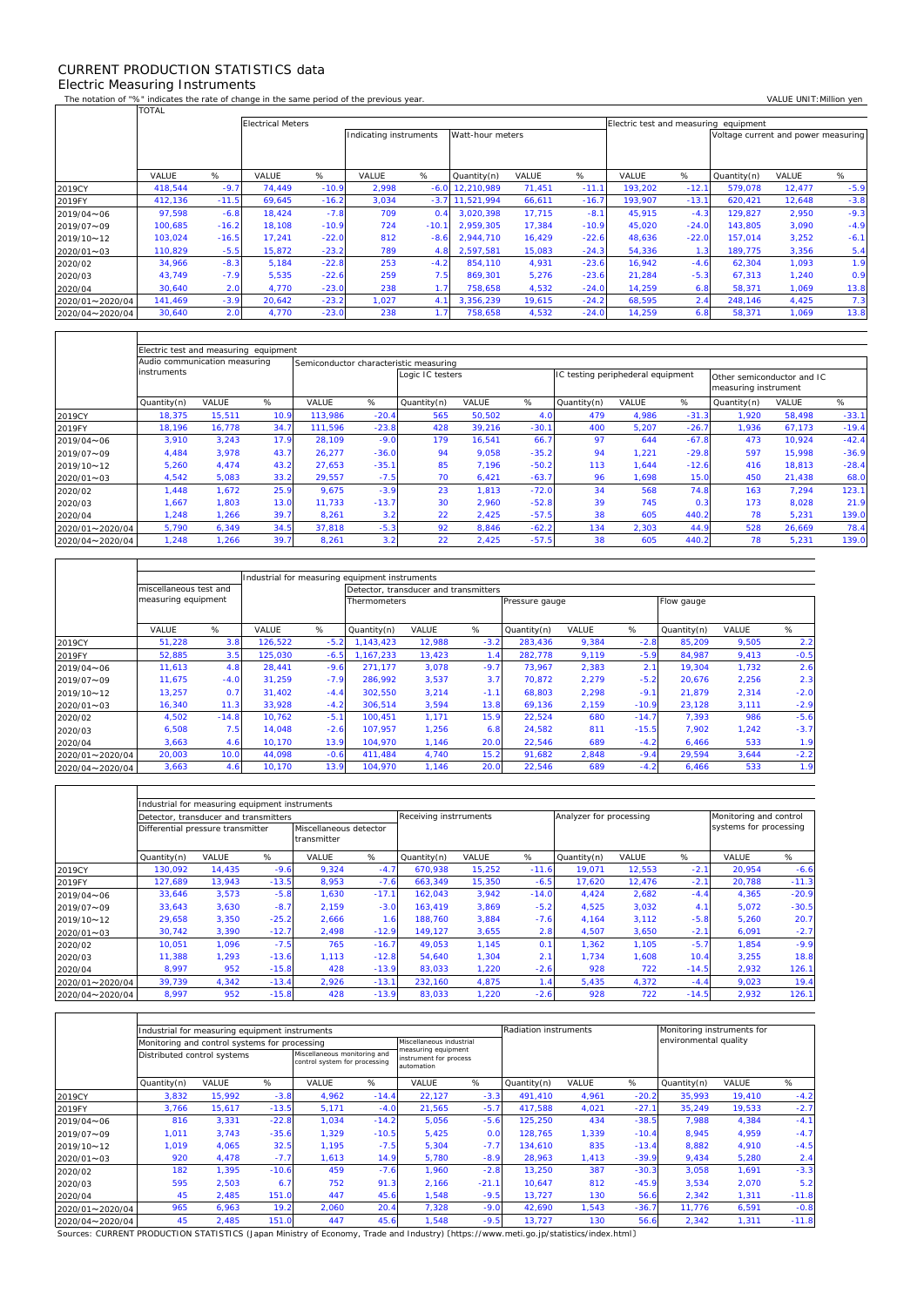# CURRENT PRODUCTION STATISTICS data

## Electric Measuring Instruments

The notation of "%" indicates the rate of change in the same period of the previous year.

VALUE UNIT:Million yen

| | TOTAL | | Electrical Meters | | | | | | | Electric test and measuring equipment | | | | |
|---|---|---|---|---|---|---|---|---|---|---|---|---|---|---|
| | | | | | Indicating instruments | | Watt-hour meters | | | | | Voltage current and power measuring | | |
| | VALUE | % | VALUE | % | VALUE | % | Quantity(n) | VALUE | % | VALUE | % | Quantity(n) | VALUE | % |
| 2019CY | 418,544 | -9.7 | 74,449 | -10.9 | 2,998 | -6.0 | 12,210,989 | 71,451 | -11.1 | 193,202 | -12.1 | 579,078 | 12,477 | -5.9 |
| 2019FY | 412,136 | -11.5 | 69,645 | -16.2 | 3,034 | -3.7 | 11,521,994 | 66,611 | -16.7 | 193,907 | -13.1 | 620,421 | 12,648 | -3.8 |
| 2019/04～06 | 97,598 | -6.8 | 18,424 | -7.8 | 709 | 0.4 | 3,020,398 | 17,715 | -8.1 | 45,915 | -4.3 | 129,827 | 2,950 | -9.3 |
| 2019/07～09 | 100,685 | -16.2 | 18,108 | -10.9 | 724 | -10.1 | 2,959,305 | 17,384 | -10.9 | 45,020 | -24.0 | 143,805 | 3,090 | -4.9 |
| 2019/10～12 | 103,024 | -16.5 | 17,241 | -22.0 | 812 | -8.6 | 2,944,710 | 16,429 | -22.6 | 48,636 | -22.0 | 157,014 | 3,252 | -6.1 |
| 2020/01～03 | 110,829 | -5.5 | 15,872 | -23.2 | 789 | 4.8 | 2,597,581 | 15,083 | -24.3 | 54,336 | 1.3 | 189,775 | 3,356 | 5.4 |
| 2020/02 | 34,966 | -8.3 | 5,184 | -22.8 | 253 | -4.2 | 854,110 | 4,931 | -23.6 | 16,942 | -4.6 | 62,304 | 1,093 | 1.9 |
| 2020/03 | 43,749 | -7.9 | 5,535 | -22.6 | 259 | 7.5 | 869,301 | 5,276 | -23.6 | 21,284 | -5.3 | 67,313 | 1,240 | 0.9 |
| 2020/04 | 30,640 | 2.0 | 4,770 | -23.0 | 238 | 1.7 | 758,658 | 4,532 | -24.0 | 14,259 | 6.8 | 58,371 | 1,069 | 13.8 |
| 2020/01～2020/04 | 141,469 | -3.9 | 20,642 | -23.2 | 1,027 | 4.1 | 3,356,239 | 19,615 | -24.2 | 68,595 | 2.4 | 248,146 | 4,425 | 7.3 |
| 2020/04～2020/04 | 30,640 | 2.0 | 4,770 | -23.0 | 238 | 1.7 | 758,658 | 4,532 | -24.0 | 14,259 | 6.8 | 58,371 | 1,069 | 13.8 |

| | Electric test and measuring equipment | | | | | | | | | | | | | |
|---|---|---|---|---|---|---|---|---|---|---|---|---|---|---|
| | Audio communication measuring instruments | | | Semiconductor characteristic measuring | | | | | | | | | | |
| | | | | | | Logic IC testers | | | IC testing peripheheral equipment | | | Other semiconductor and IC measuring instrument | | |
| | Quantity(n) | VALUE | % | VALUE | % | Quantity(n) | VALUE | % | Quantity(n) | VALUE | % | Quantity(n) | VALUE | % |
| 2019CY | 18,375 | 15,511 | 10.9 | 113,986 | -20.4 | 565 | 50,502 | 4.0 | 479 | 4,986 | -31.3 | 1,920 | 58,498 | -33.1 |
| 2019FY | 18,196 | 16,778 | 34.7 | 111,596 | -23.8 | 428 | 39,216 | -30.1 | 400 | 5,207 | -26.7 | 1,936 | 67,173 | -19.4 |
| 2019/04～06 | 3,910 | 3,243 | 17.9 | 28,109 | -9.0 | 179 | 16,541 | 66.7 | 97 | 644 | -67.8 | 473 | 10,924 | -42.4 |
| 2019/07～09 | 4,484 | 3,978 | 43.7 | 26,277 | -36.0 | 94 | 9,058 | -35.2 | 94 | 1,221 | -29.8 | 597 | 15,998 | -36.9 |
| 2019/10～12 | 5,260 | 4,474 | 43.2 | 27,653 | -35.1 | 85 | 7,196 | -50.2 | 113 | 1,644 | -12.6 | 416 | 18,813 | -28.4 |
| 2020/01～03 | 4,542 | 5,083 | 33.2 | 29,557 | -7.5 | 70 | 6,421 | -63.7 | 96 | 1,698 | 15.0 | 450 | 21,438 | 68.0 |
| 2020/02 | 1,448 | 1,672 | 25.9 | 9,675 | -3.9 | 23 | 1,813 | -72.0 | 34 | 568 | 74.8 | 163 | 7,294 | 123.1 |
| 2020/03 | 1,667 | 1,803 | 13.0 | 11,733 | -13.7 | 30 | 2,960 | -52.8 | 39 | 745 | 0.3 | 173 | 8,028 | 21.9 |
| 2020/04 | 1,248 | 1,266 | 39.7 | 8,261 | 3.2 | 22 | 2,425 | -57.5 | 38 | 605 | 440.2 | 78 | 5,231 | 139.0 |
| 2020/01～2020/04 | 5,790 | 6,349 | 34.5 | 37,818 | -5.3 | 92 | 8,846 | -62.2 | 134 | 2,303 | 44.9 | 528 | 26,669 | 78.4 |
| 2020/04～2020/04 | 1,248 | 1,266 | 39.7 | 8,261 | 3.2 | 22 | 2,425 | -57.5 | 38 | 605 | 440.2 | 78 | 5,231 | 139.0 |

| | miscellaneous test and measuring equipment | | Industrial for measuring equipment instruments | | | | | | | | | | | |
|---|---|---|---|---|---|---|---|---|---|---|---|---|---|---|
| | | | | | Detector, transducer and transmitters | | | | | | | | | |
| | | | | | Thermometers | | | Pressure gauge | | | Flow gauge | | | |
| | VALUE | % | VALUE | % | Quantity(n) | VALUE | % | Quantity(n) | VALUE | % | Quantity(n) | VALUE | % | |
| 2019CY | 51,228 | 3.8 | 126,522 | -5.2 | 1,143,423 | 12,988 | -3.2 | 283,436 | 9,384 | -2.8 | 85,209 | 9,505 | 2.2 | |
| 2019FY | 52,885 | 3.5 | 125,030 | -6.5 | 1,167,233 | 13,423 | 1.4 | 282,778 | 9,119 | -5.9 | 84,987 | 9,413 | -0.5 | |
| 2019/04～06 | 11,613 | 4.8 | 28,441 | -9.6 | 271,177 | 3,078 | -9.7 | 73,967 | 2,383 | 2.1 | 19,304 | 1,732 | 2.6 | |
| 2019/07～09 | 11,675 | -4.0 | 31,259 | -7.9 | 286,992 | 3,537 | 3.7 | 70,872 | 2,279 | -5.2 | 20,676 | 2,256 | 2.3 | |
| 2019/10～12 | 13,257 | 0.7 | 31,402 | -4.4 | 302,550 | 3,214 | -1.1 | 68,803 | 2,298 | -9.1 | 21,879 | 2,314 | -2.0 | |
| 2020/01～03 | 16,340 | 11.3 | 33,928 | -4.2 | 306,514 | 3,594 | 13.8 | 69,136 | 2,159 | -10.9 | 23,128 | 3,111 | -2.9 | |
| 2020/02 | 4,502 | -14.8 | 10,762 | -5.1 | 100,451 | 1,171 | 15.9 | 22,524 | 680 | -14.7 | 7,393 | 986 | -5.6 | |
| 2020/03 | 6,508 | 7.5 | 14,048 | -2.6 | 107,957 | 1,256 | 6.8 | 24,582 | 811 | -15.5 | 7,902 | 1,242 | -3.7 | |
| 2020/04 | 3,663 | 4.6 | 10,170 | 13.9 | 104,970 | 1,146 | 20.0 | 22,546 | 689 | -4.2 | 6,466 | 533 | 1.9 | |
| 2020/01～2020/04 | 20,003 | 10.0 | 44,098 | -0.6 | 411,484 | 4,740 | 15.2 | 91,682 | 2,848 | -9.4 | 29,594 | 3,644 | -2.2 | |
| 2020/04～2020/04 | 3,663 | 4.6 | 10,170 | 13.9 | 104,970 | 1,146 | 20.0 | 22,546 | 689 | -4.2 | 6,466 | 533 | 1.9 | |

| | Industrial for measuring equipment instruments | | | | | | | | | | | | |
|---|---|---|---|---|---|---|---|---|---|---|---|---|---|
| | Detector, transducer and transmitters | | | | | Receiving instrruments | | | Analyzer for processing | | | Monitoring and control systems for processing | |
| | Differential pressure transmitter | | | Miscellaneous detector transmitter | | | | | | | | | |
| | Quantity(n) | VALUE | % | VALUE | % | Quantity(n) | VALUE | % | Quantity(n) | VALUE | % | VALUE | % |
| 2019CY | 130,092 | 14,435 | -9.6 | 9,324 | -4.7 | 670,938 | 15,252 | -11.6 | 19,071 | 12,553 | -2.1 | 20,954 | -6.6 |
| 2019FY | 127,689 | 13,943 | -13.5 | 8,953 | -7.6 | 663,349 | 15,350 | -6.5 | 17,620 | 12,476 | -2.1 | 20,788 | -11.3 |
| 2019/04～06 | 33,646 | 3,573 | -5.8 | 1,630 | -17.1 | 162,043 | 3,942 | -14.0 | 4,424 | 2,682 | -4.4 | 4,365 | -20.9 |
| 2019/07～09 | 33,643 | 3,630 | -8.7 | 2,159 | -3.0 | 163,419 | 3,869 | -5.2 | 4,525 | 3,032 | 4.1 | 5,072 | -30.5 |
| 2019/10～12 | 29,658 | 3,350 | -25.2 | 2,666 | 1.6 | 188,760 | 3,884 | -7.6 | 4,164 | 3,112 | -5.8 | 5,260 | 20.7 |
| 2020/01～03 | 30,742 | 3,390 | -12.7 | 2,498 | -12.9 | 149,127 | 3,655 | 2.8 | 4,507 | 3,650 | -2.1 | 6,091 | -2.7 |
| 2020/02 | 10,051 | 1,096 | -7.5 | 765 | -16.7 | 49,053 | 1,145 | 0.1 | 1,362 | 1,105 | -5.7 | 1,854 | -9.9 |
| 2020/03 | 11,388 | 1,293 | -13.6 | 1,113 | -12.8 | 54,640 | 1,304 | 2.1 | 1,734 | 1,608 | 10.4 | 3,255 | 18.8 |
| 2020/04 | 8,997 | 952 | -15.8 | 428 | -13.9 | 83,033 | 1,220 | -2.6 | 928 | 722 | -14.5 | 2,932 | 126.1 |
| 2020/01～2020/04 | 39,739 | 4,342 | -13.4 | 2,926 | -13.1 | 232,160 | 4,875 | 1.4 | 5,435 | 4,372 | -4.4 | 9,023 | 19.4 |
| 2020/04～2020/04 | 8,997 | 952 | -15.8 | 428 | -13.9 | 83,033 | 1,220 | -2.6 | 928 | 722 | -14.5 | 2,932 | 126.1 |

| | Industrial for measuring equipment instruments | | | | | | | Radiation instruments | | | Monitoring instruments for environmental quality | | |
|---|---|---|---|---|---|---|---|---|---|---|---|---|---|
| | Monitoring and control systems for processing | | | | | Miscellaneous industrial measuring equipment instrument for process automation | | | | | | | |
| | Distributed control systems | | | Miscellaneous monitoring and control system for processing | | | | | | | | | |
| | Quantity(n) | VALUE | % | VALUE | % | VALUE | % | Quantity(n) | VALUE | % | Quantity(n) | VALUE | % |
| 2019CY | 3,832 | 15,992 | -3.8 | 4,962 | -14.4 | 22,127 | -3.3 | 491,410 | 4,961 | -20.2 | 35,993 | 19,410 | -4.2 |
| 2019FY | 3,766 | 15,617 | -13.5 | 5,171 | -4.0 | 21,565 | -5.7 | 417,588 | 4,021 | -27.1 | 35,249 | 19,533 | -2.7 |
| 2019/04～06 | 816 | 3,331 | -22.8 | 1,034 | -14.2 | 5,056 | -5.6 | 125,250 | 434 | -38.5 | 7,988 | 4,384 | -4.1 |
| 2019/07～09 | 1,011 | 3,743 | -35.6 | 1,329 | -10.5 | 5,425 | 0.0 | 128,765 | 1,339 | -10.4 | 8,945 | 4,959 | -4.7 |
| 2019/10～12 | 1,019 | 4,065 | 32.5 | 1,195 | -7.5 | 5,304 | -7.7 | 134,610 | 835 | -13.4 | 8,882 | 4,910 | -4.5 |
| 2020/01～03 | 920 | 4,478 | -7.7 | 1,613 | 14.9 | 5,780 | -8.9 | 28,963 | 1,413 | -39.9 | 9,434 | 5,280 | 2.4 |
| 2020/02 | 182 | 1,395 | -10.6 | 459 | -7.6 | 1,960 | -2.8 | 13,250 | 387 | -30.3 | 3,058 | 1,691 | -3.3 |
| 2020/03 | 595 | 2,503 | 6.7 | 752 | 91.3 | 2,166 | -21.1 | 10,647 | 812 | -45.9 | 3,534 | 2,070 | 5.2 |
| 2020/04 | 45 | 2,485 | 151.0 | 447 | 45.6 | 1,548 | -9.5 | 13,727 | 130 | 56.6 | 2,342 | 1,311 | -11.8 |
| 2020/01～2020/04 | 965 | 6,963 | 19.2 | 2,060 | 20.4 | 7,328 | -9.0 | 42,690 | 1,543 | -36.7 | 11,776 | 6,591 | -0.8 |
| 2020/04～2020/04 | 45 | 2,485 | 151.0 | 447 | 45.6 | 1,548 | -9.5 | 13,727 | 130 | 56.6 | 2,342 | 1,311 | -11.8 |

Sources: CURRENT PRODUCTION STATISTICS (Japan Ministry of Economy, Trade and Industry)〔https://www.meti.go.jp/statistics/index.html〕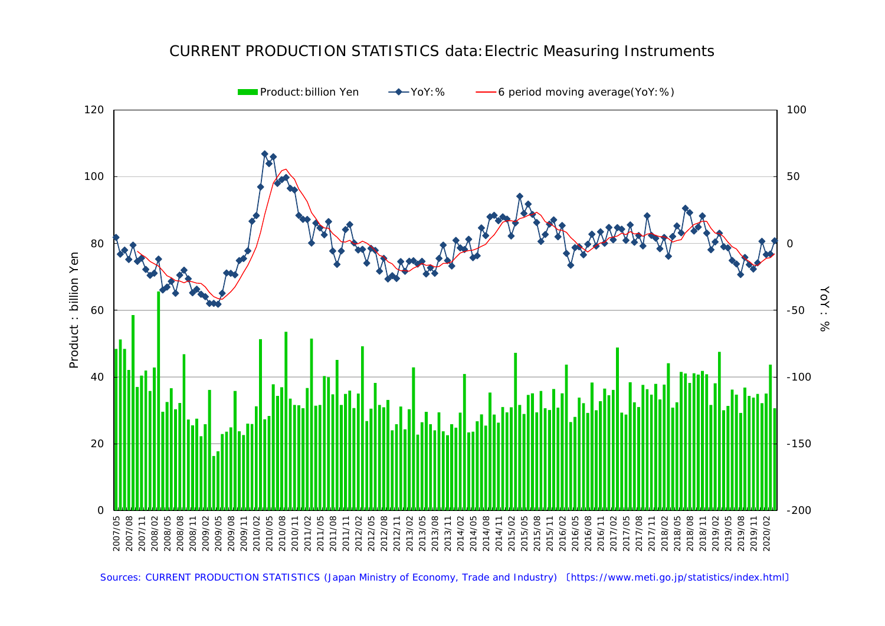# CURRENT PRODUCTION STATISTICS data:Electric Measuring Instruments

Product:billion Yen — YoY:% — 6 period moving average(YoY:%)

Product : billion Yen

0
20
40
60
80
100
120

YoY : %

-200
-150
-100
-50
0
50
100

2007/05 2007/08 2007/11 2008/02 2008/05 2008/08 2008/11 2009/02 2009/05 2009/08 2009/11 2010/02 2010/05 2010/08 2010/11 2011/02 2011/05 2011/08 2011/11 2012/02 2012/05 2012/08 2012/11 2013/02 2013/05 2013/08 2013/11 2014/02 2014/05 2014/08 2014/11 2015/02 2015/05 2015/08 2015/11 2016/02 2016/05 2016/08 2016/11 2017/02 2017/05 2017/08 2017/11 2018/02 2018/05 2018/08 2018/11 2019/02 2019/05 2019/08 2019/11 2020/02

Sources: CURRENT PRODUCTION STATISTICS (Japan Ministry of Economy, Trade and Industry) 〔https://www.meti.go.jp/statistics/index.html〕